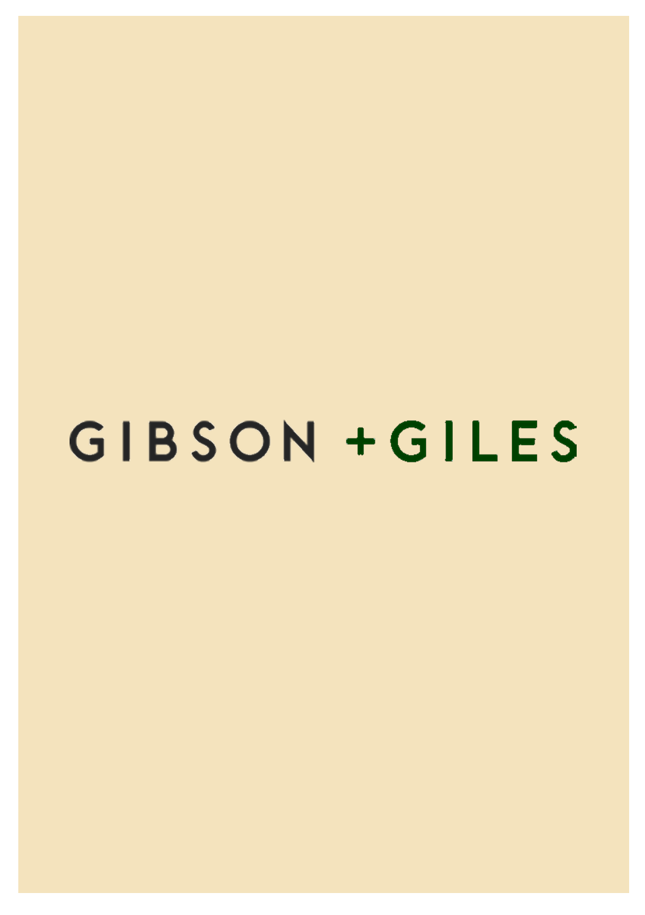# GIBSON +GILES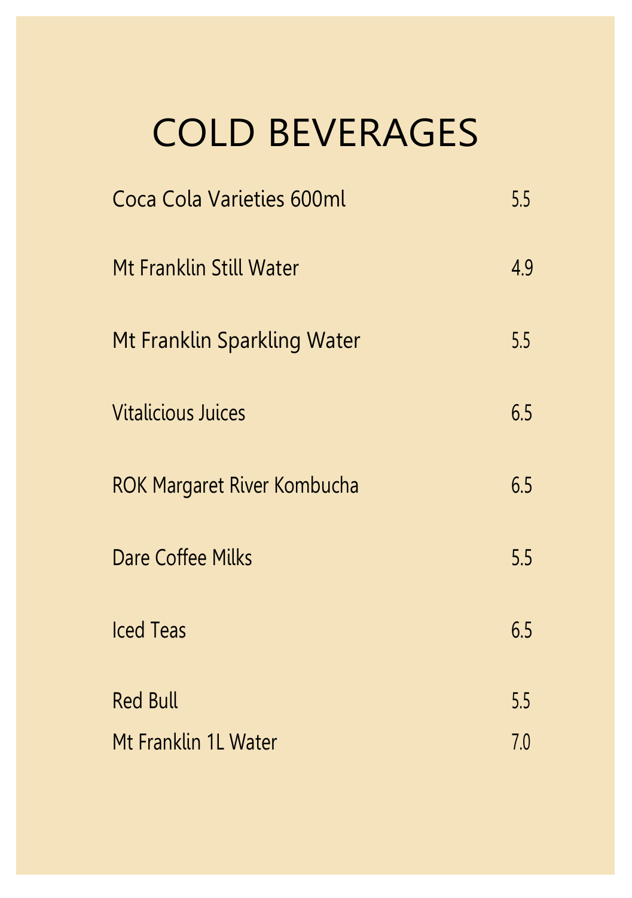# COLD BEVERAGES

| | |
|---|---|
| Coca Cola Varieties 600ml | 5.5 |
| Mt Franklin Still Water | 4.9 |
| Mt Franklin Sparkling Water | 5.5 |
| Vitalicious Juices | 6.5 |
| ROK Margaret River Kombucha | 6.5 |
| Dare Coffee Milks | 5.5 |
| Iced Teas | 6.5 |
| Red Bull | 5.5 |
| Mt Franklin 1L Water | 7.0 |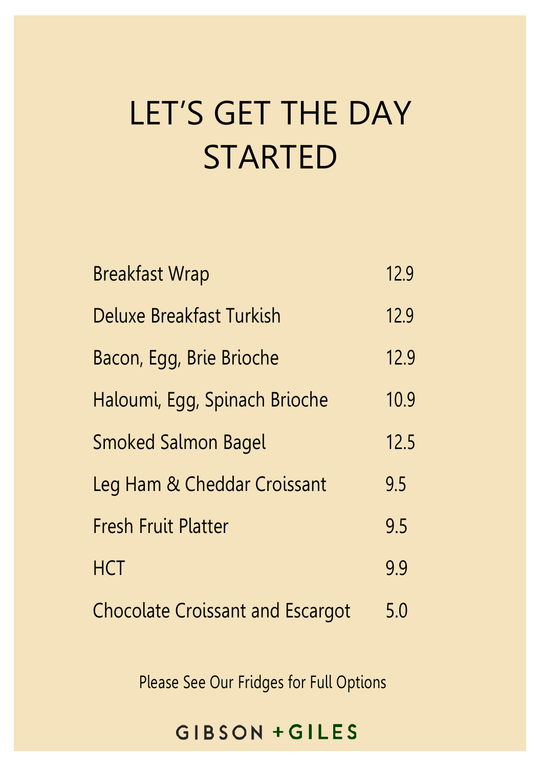# LET'S GET THE DAY STARTED

| | |
|---|---|
| Breakfast Wrap | 12.9 |
| Deluxe Breakfast Turkish | 12.9 |
| Bacon, Egg, Brie Brioche | 12.9 |
| Haloumi, Egg, Spinach Brioche | 10.9 |
| Smoked Salmon Bagel | 12.5 |
| Leg Ham & Cheddar Croissant | 9.5 |
| Fresh Fruit Platter | 9.5 |
| HCT | 9.9 |
| Chocolate Croissant and Escargot | 5.0 |

Please See Our Fridges for Full Options

GIBSON + GILES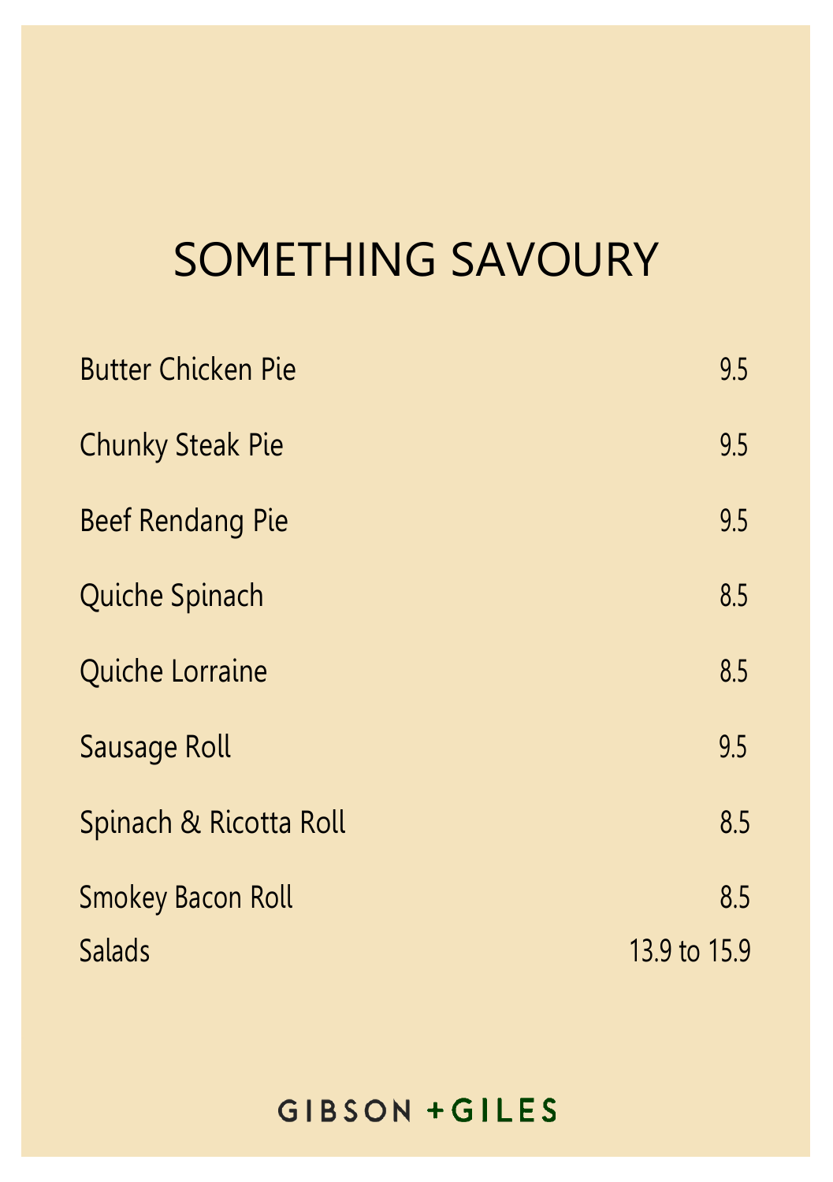# SOMETHING SAVOURY

| | |
|---|---|
| Butter Chicken Pie | 9.5 |
| Chunky Steak Pie | 9.5 |
| Beef Rendang Pie | 9.5 |
| Quiche Spinach | 8.5 |
| Quiche Lorraine | 8.5 |
| Sausage Roll | 9.5 |
| Spinach & Ricotta Roll | 8.5 |
| Smokey Bacon Roll | 8.5 |
| Salads | 13.9 to 15.9 |

GIBSON + GILES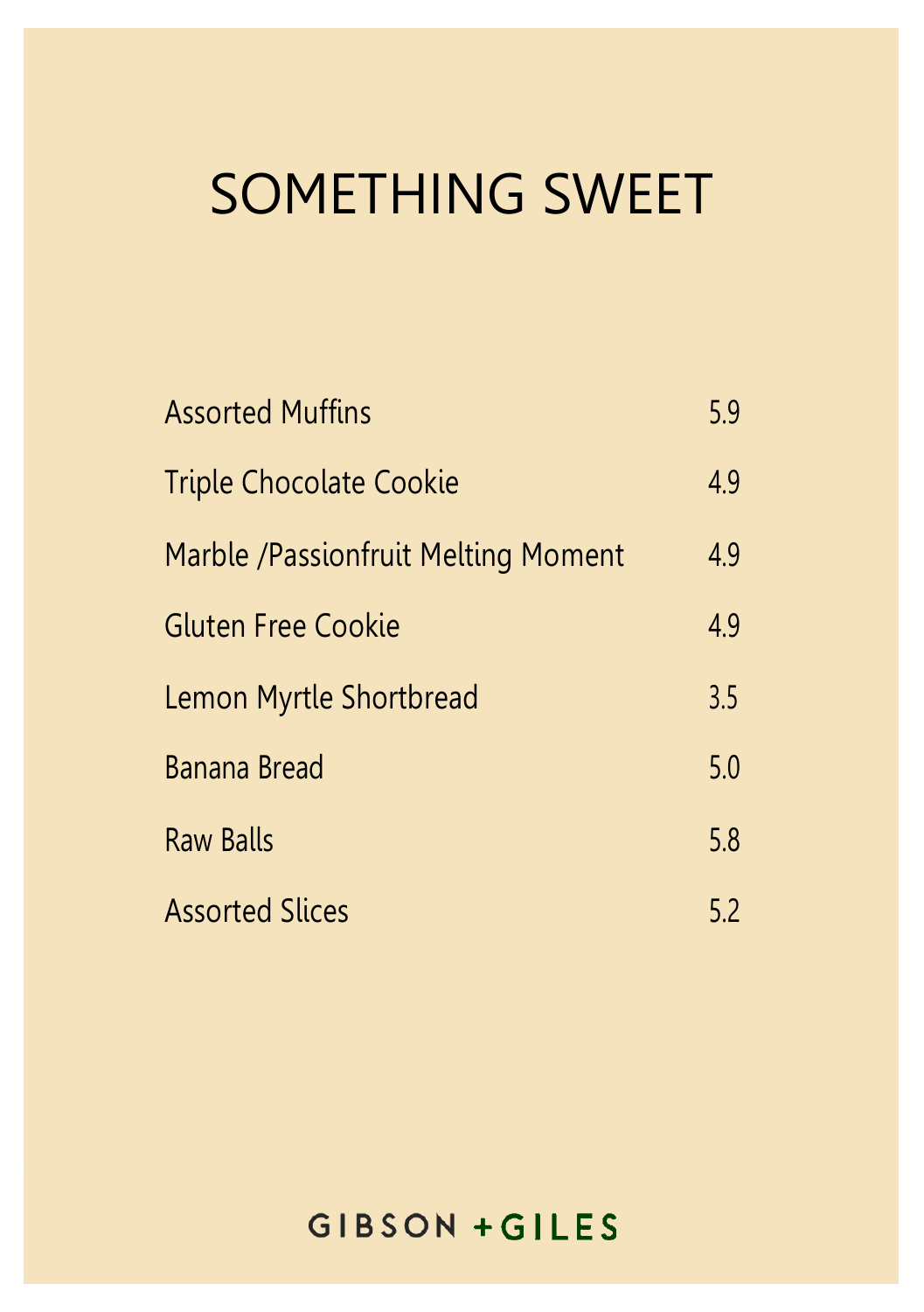# SOMETHING SWEET

| | |
|---|---|
| Assorted Muffins | 5.9 |
| Triple Chocolate Cookie | 4.9 |
| Marble /Passionfruit Melting Moment | 4.9 |
| Gluten Free Cookie | 4.9 |
| Lemon Myrtle Shortbread | 3.5 |
| Banana Bread | 5.0 |
| Raw Balls | 5.8 |
| Assorted Slices | 5.2 |

GIBSON +GILES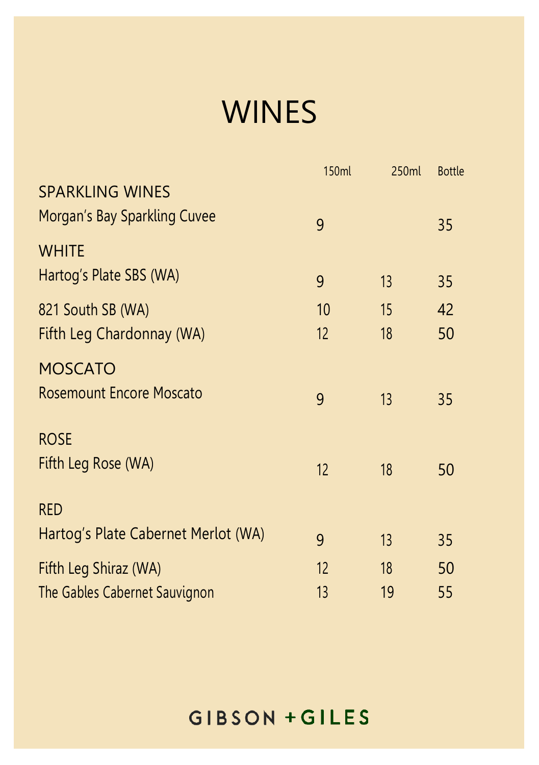# WINES

| | 150ml | 250ml | Bottle |
|---|---|---|---|
| **SPARKLING WINES** | | | |
| Morgan's Bay Sparkling Cuvee | 9 | | 35 |
| **WHITE** | | | |
| Hartog's Plate SBS (WA) | 9 | 13 | 35 |
| 821 South SB (WA) | 10 | 15 | 42 |
| Fifth Leg Chardonnay (WA) | 12 | 18 | 50 |
| **MOSCATO** | | | |
| Rosemount Encore Moscato | 9 | 13 | 35 |
| **ROSE** | | | |
| Fifth Leg Rose (WA) | 12 | 18 | 50 |
| **RED** | | | |
| Hartog's Plate Cabernet Merlot (WA) | 9 | 13 | 35 |
| Fifth Leg Shiraz (WA) | 12 | 18 | 50 |
| The Gables Cabernet Sauvignon | 13 | 19 | 55 |

GIBSON + GILES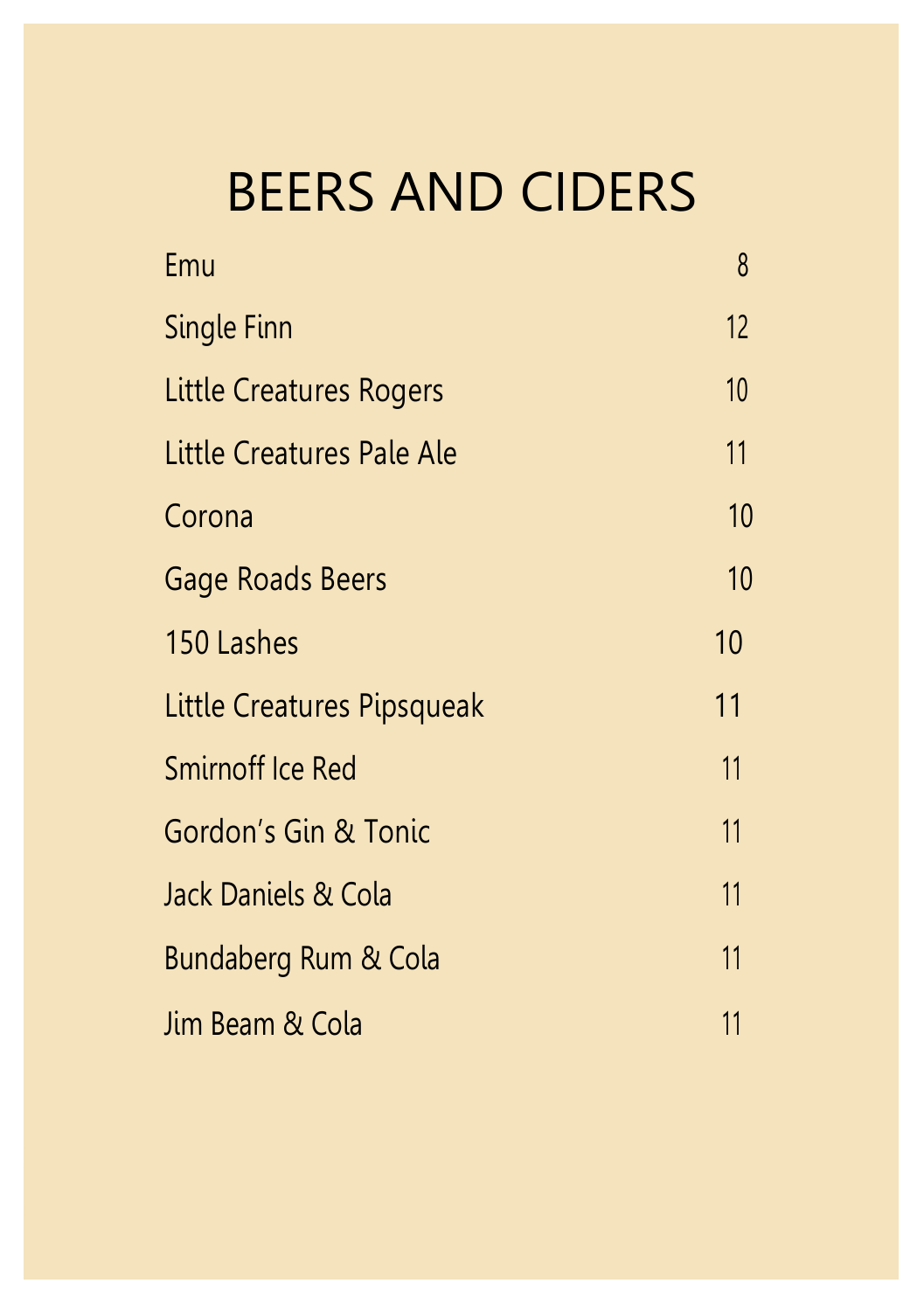# BEERS AND CIDERS

| | |
|---|---|
| Emu | 8 |
| Single Finn | 12 |
| Little Creatures Rogers | 10 |
| Little Creatures Pale Ale | 11 |
| Corona | 10 |
| Gage Roads Beers | 10 |
| 150 Lashes | 10 |
| Little Creatures Pipsqueak | 11 |
| Smirnoff Ice Red | 11 |
| Gordon’s Gin & Tonic | 11 |
| Jack Daniels & Cola | 11 |
| Bundaberg Rum & Cola | 11 |
| Jim Beam & Cola | 11 |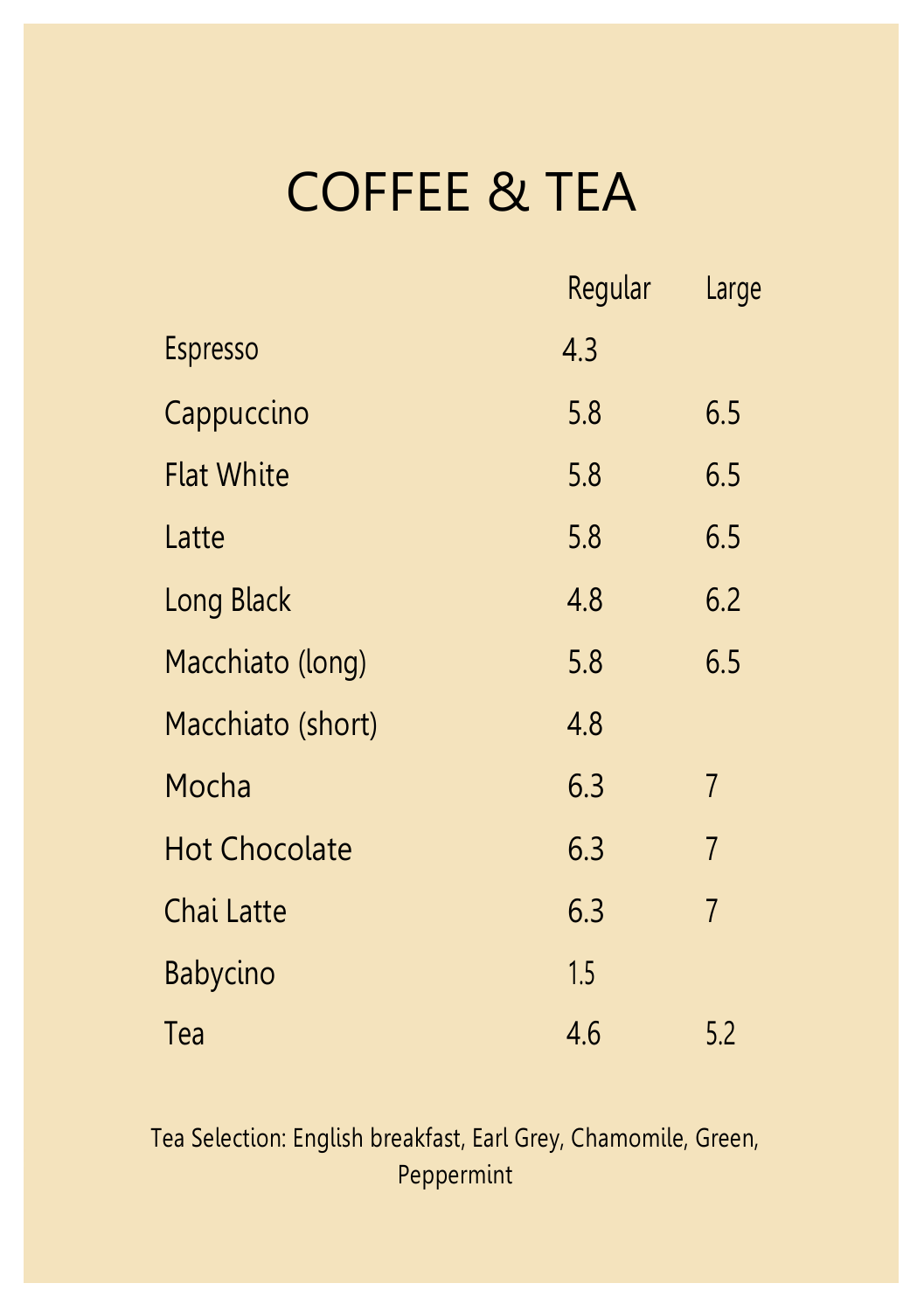# COFFEE & TEA

| | Regular | Large |
|---|---|---|
| Espresso | 4.3 | |
| Cappuccino | 5.8 | 6.5 |
| Flat White | 5.8 | 6.5 |
| Latte | 5.8 | 6.5 |
| Long Black | 4.8 | 6.2 |
| Macchiato (long) | 5.8 | 6.5 |
| Macchiato (short) | 4.8 | |
| Mocha | 6.3 | 7 |
| Hot Chocolate | 6.3 | 7 |
| Chai Latte | 6.3 | 7 |
| Babycino | 1.5 | |
| Tea | 4.6 | 5.2 |

Tea Selection: English breakfast, Earl Grey, Chamomile, Green, Peppermint